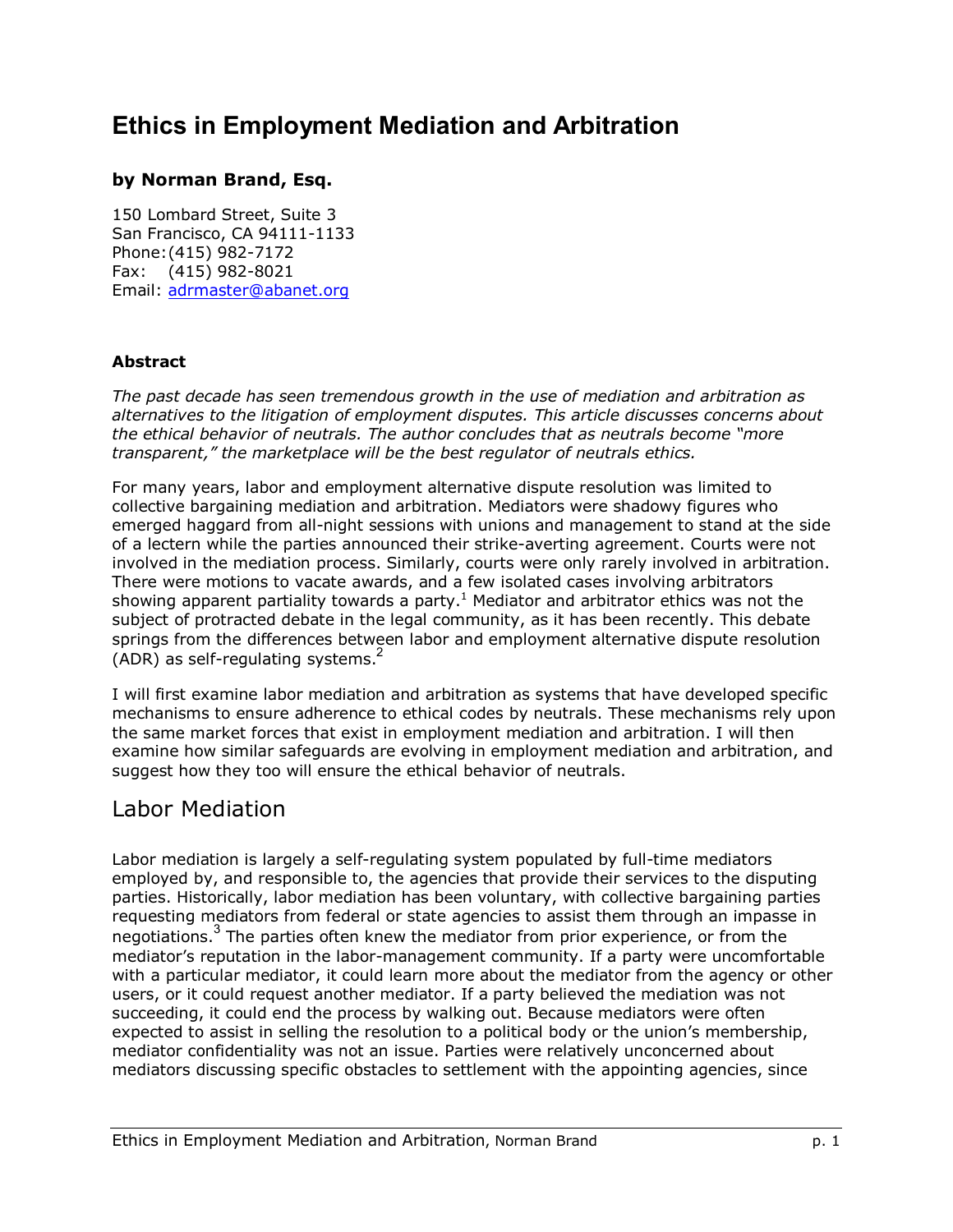# Ethics in Employment Mediation and Arbitration

**by Norman Brand, Esq.**

150 Lombard Street, Suite 3
San Francisco, CA 94111-1133
Phone: (415) 982-7172
Fax: (415) 982-8021
Email: adrmaster@abanet.org

**Abstract**

*The past decade has seen tremendous growth in the use of mediation and arbitration as alternatives to the litigation of employment disputes. This article discusses concerns about the ethical behavior of neutrals. The author concludes that as neutrals become "more transparent," the marketplace will be the best regulator of neutrals ethics.*

For many years, labor and employment alternative dispute resolution was limited to collective bargaining mediation and arbitration. Mediators were shadowy figures who emerged haggard from all-night sessions with unions and management to stand at the side of a lectern while the parties announced their strike-averting agreement. Courts were not involved in the mediation process. Similarly, courts were only rarely involved in arbitration. There were motions to vacate awards, and a few isolated cases involving arbitrators showing apparent partiality towards a party.[1] Mediator and arbitrator ethics was not the subject of protracted debate in the legal community, as it has been recently. This debate springs from the differences between labor and employment alternative dispute resolution (ADR) as self-regulating systems.[2]

I will first examine labor mediation and arbitration as systems that have developed specific mechanisms to ensure adherence to ethical codes by neutrals. These mechanisms rely upon the same market forces that exist in employment mediation and arbitration. I will then examine how similar safeguards are evolving in employment mediation and arbitration, and suggest how they too will ensure the ethical behavior of neutrals.

## Labor Mediation

Labor mediation is largely a self-regulating system populated by full-time mediators employed by, and responsible to, the agencies that provide their services to the disputing parties. Historically, labor mediation has been voluntary, with collective bargaining parties requesting mediators from federal or state agencies to assist them through an impasse in negotiations.[3] The parties often knew the mediator from prior experience, or from the mediator's reputation in the labor-management community. If a party were uncomfortable with a particular mediator, it could learn more about the mediator from the agency or other users, or it could request another mediator. If a party believed the mediation was not succeeding, it could end the process by walking out. Because mediators were often expected to assist in selling the resolution to a political body or the union's membership, mediator confidentiality was not an issue. Parties were relatively unconcerned about mediators discussing specific obstacles to settlement with the appointing agencies, since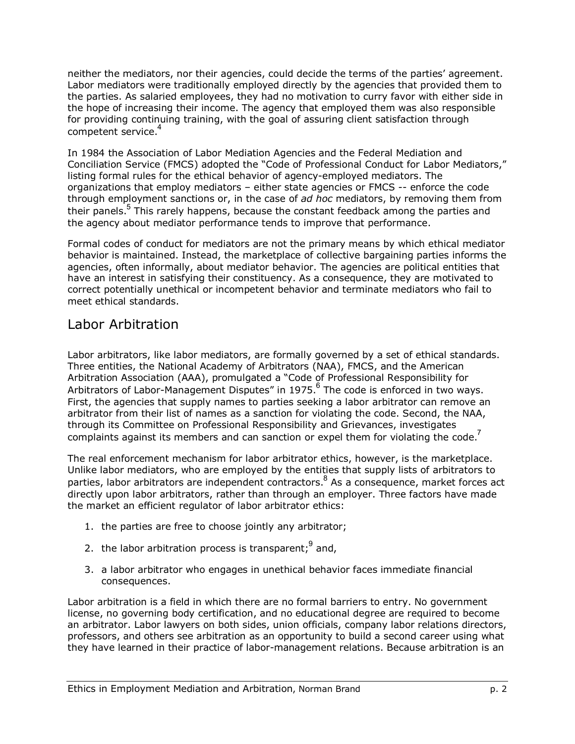neither the mediators, nor their agencies, could decide the terms of the parties' agreement. Labor mediators were traditionally employed directly by the agencies that provided them to the parties. As salaried employees, they had no motivation to curry favor with either side in the hope of increasing their income. The agency that employed them was also responsible for providing continuing training, with the goal of assuring client satisfaction through competent service.[4]

In 1984 the Association of Labor Mediation Agencies and the Federal Mediation and Conciliation Service (FMCS) adopted the "Code of Professional Conduct for Labor Mediators," listing formal rules for the ethical behavior of agency-employed mediators. The organizations that employ mediators – either state agencies or FMCS -- enforce the code through employment sanctions or, in the case of *ad hoc* mediators, by removing them from their panels.[5] This rarely happens, because the constant feedback among the parties and the agency about mediator performance tends to improve that performance.

Formal codes of conduct for mediators are not the primary means by which ethical mediator behavior is maintained. Instead, the marketplace of collective bargaining parties informs the agencies, often informally, about mediator behavior. The agencies are political entities that have an interest in satisfying their constituency. As a consequence, they are motivated to correct potentially unethical or incompetent behavior and terminate mediators who fail to meet ethical standards.

## Labor Arbitration

Labor arbitrators, like labor mediators, are formally governed by a set of ethical standards. Three entities, the National Academy of Arbitrators (NAA), FMCS, and the American Arbitration Association (AAA), promulgated a "Code of Professional Responsibility for Arbitrators of Labor-Management Disputes" in 1975.[6] The code is enforced in two ways. First, the agencies that supply names to parties seeking a labor arbitrator can remove an arbitrator from their list of names as a sanction for violating the code. Second, the NAA, through its Committee on Professional Responsibility and Grievances, investigates complaints against its members and can sanction or expel them for violating the code.[7]

The real enforcement mechanism for labor arbitrator ethics, however, is the marketplace. Unlike labor mediators, who are employed by the entities that supply lists of arbitrators to parties, labor arbitrators are independent contractors.[8] As a consequence, market forces act directly upon labor arbitrators, rather than through an employer. Three factors have made the market an efficient regulator of labor arbitrator ethics:

1. the parties are free to choose jointly any arbitrator;
2. the labor arbitration process is transparent;[9] and,
3. a labor arbitrator who engages in unethical behavior faces immediate financial consequences.

Labor arbitration is a field in which there are no formal barriers to entry. No government license, no governing body certification, and no educational degree are required to become an arbitrator. Labor lawyers on both sides, union officials, company labor relations directors, professors, and others see arbitration as an opportunity to build a second career using what they have learned in their practice of labor-management relations. Because arbitration is an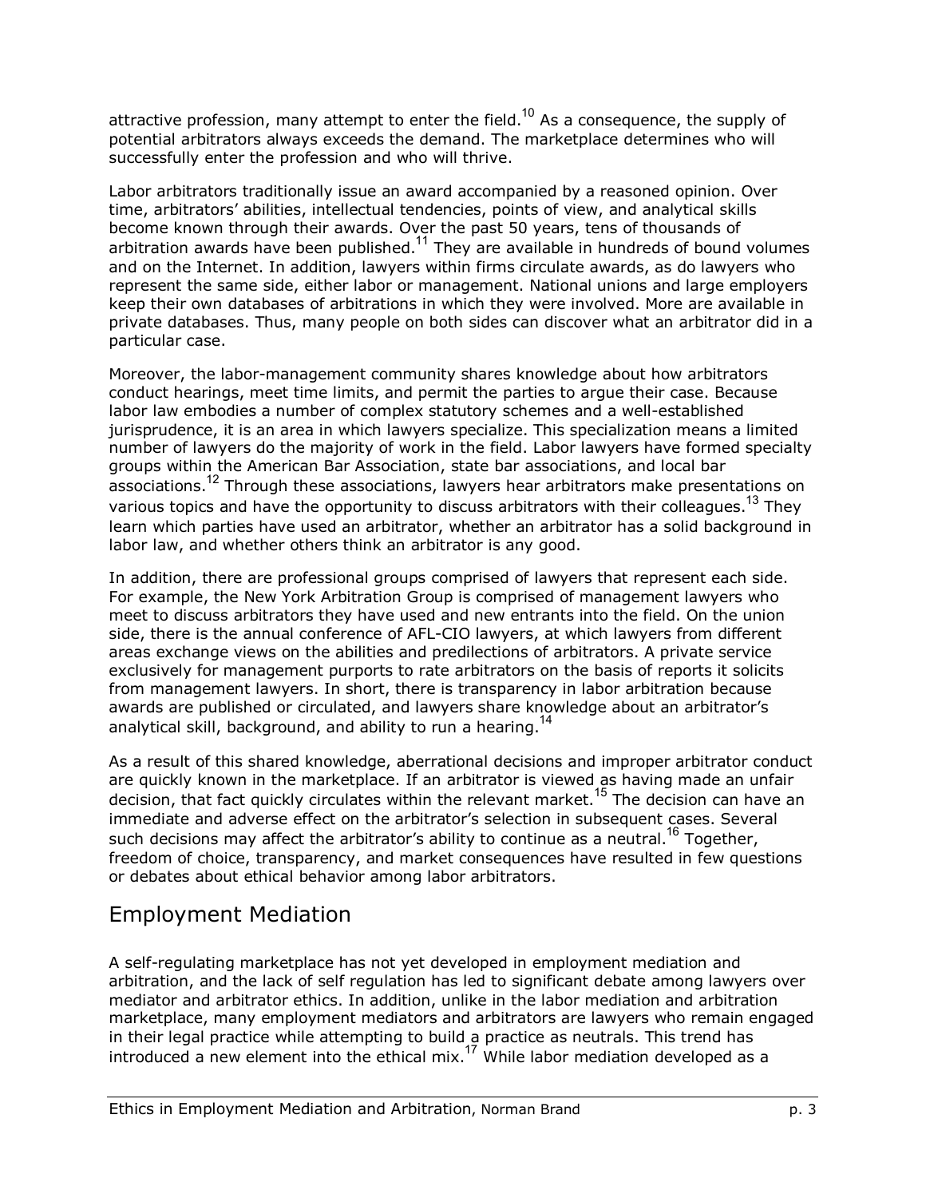attractive profession, many attempt to enter the field.[10] As a consequence, the supply of potential arbitrators always exceeds the demand. The marketplace determines who will successfully enter the profession and who will thrive.

Labor arbitrators traditionally issue an award accompanied by a reasoned opinion. Over time, arbitrators' abilities, intellectual tendencies, points of view, and analytical skills become known through their awards. Over the past 50 years, tens of thousands of arbitration awards have been published.[11] They are available in hundreds of bound volumes and on the Internet. In addition, lawyers within firms circulate awards, as do lawyers who represent the same side, either labor or management. National unions and large employers keep their own databases of arbitrations in which they were involved. More are available in private databases. Thus, many people on both sides can discover what an arbitrator did in a particular case.

Moreover, the labor-management community shares knowledge about how arbitrators conduct hearings, meet time limits, and permit the parties to argue their case. Because labor law embodies a number of complex statutory schemes and a well-established jurisprudence, it is an area in which lawyers specialize. This specialization means a limited number of lawyers do the majority of work in the field. Labor lawyers have formed specialty groups within the American Bar Association, state bar associations, and local bar associations.[12] Through these associations, lawyers hear arbitrators make presentations on various topics and have the opportunity to discuss arbitrators with their colleagues.[13] They learn which parties have used an arbitrator, whether an arbitrator has a solid background in labor law, and whether others think an arbitrator is any good.

In addition, there are professional groups comprised of lawyers that represent each side. For example, the New York Arbitration Group is comprised of management lawyers who meet to discuss arbitrators they have used and new entrants into the field. On the union side, there is the annual conference of AFL-CIO lawyers, at which lawyers from different areas exchange views on the abilities and predilections of arbitrators. A private service exclusively for management purports to rate arbitrators on the basis of reports it solicits from management lawyers. In short, there is transparency in labor arbitration because awards are published or circulated, and lawyers share knowledge about an arbitrator's analytical skill, background, and ability to run a hearing.[14]

As a result of this shared knowledge, aberrational decisions and improper arbitrator conduct are quickly known in the marketplace. If an arbitrator is viewed as having made an unfair decision, that fact quickly circulates within the relevant market.[15] The decision can have an immediate and adverse effect on the arbitrator's selection in subsequent cases. Several such decisions may affect the arbitrator's ability to continue as a neutral.[16] Together, freedom of choice, transparency, and market consequences have resulted in few questions or debates about ethical behavior among labor arbitrators.

## Employment Mediation

A self-regulating marketplace has not yet developed in employment mediation and arbitration, and the lack of self regulation has led to significant debate among lawyers over mediator and arbitrator ethics. In addition, unlike in the labor mediation and arbitration marketplace, many employment mediators and arbitrators are lawyers who remain engaged in their legal practice while attempting to build a practice as neutrals. This trend has introduced a new element into the ethical mix.[17] While labor mediation developed as a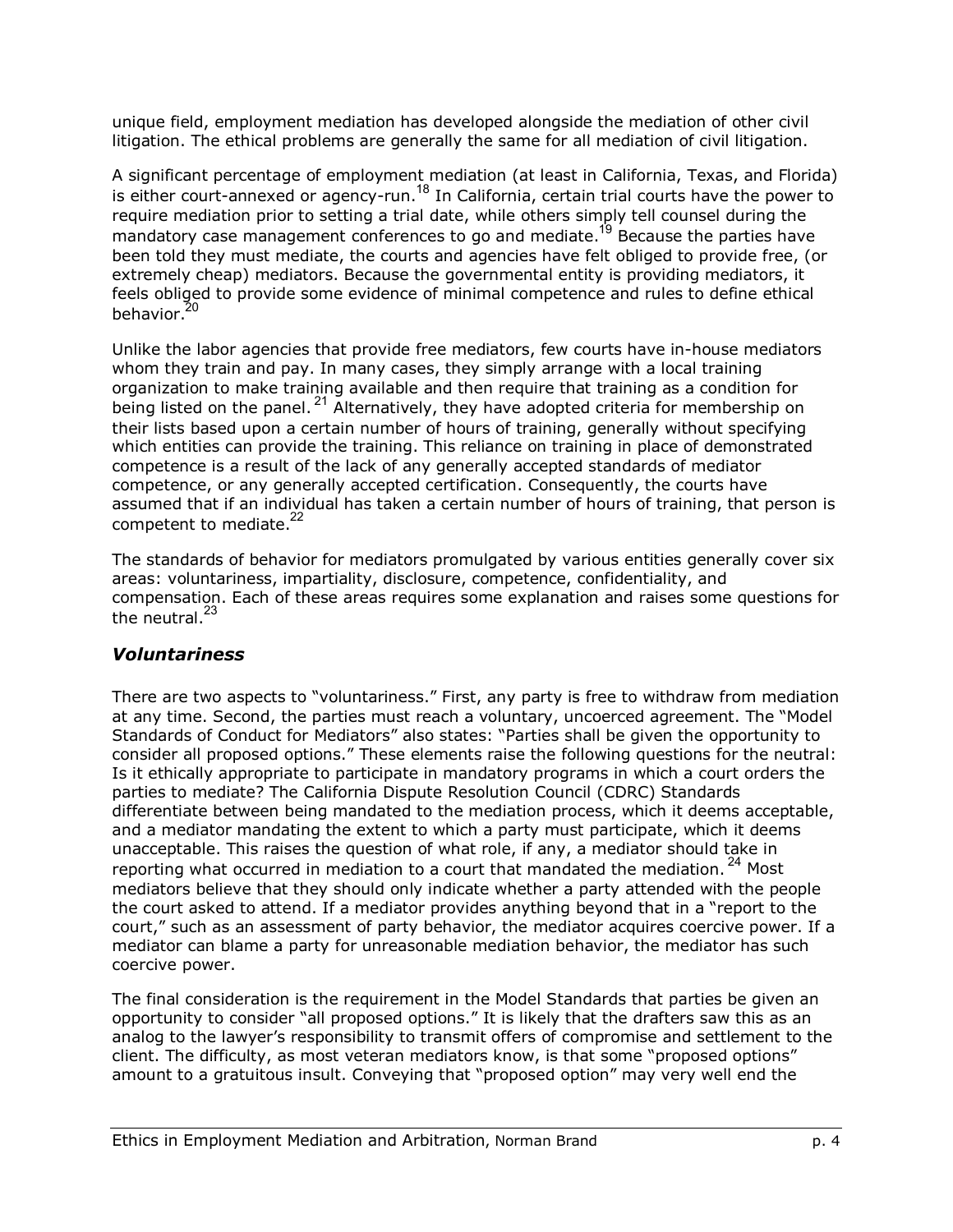unique field, employment mediation has developed alongside the mediation of other civil litigation. The ethical problems are generally the same for all mediation of civil litigation.

A significant percentage of employment mediation (at least in California, Texas, and Florida) is either court-annexed or agency-run.[18] In California, certain trial courts have the power to require mediation prior to setting a trial date, while others simply tell counsel during the mandatory case management conferences to go and mediate.[19] Because the parties have been told they must mediate, the courts and agencies have felt obliged to provide free, (or extremely cheap) mediators. Because the governmental entity is providing mediators, it feels obliged to provide some evidence of minimal competence and rules to define ethical behavior.[20]

Unlike the labor agencies that provide free mediators, few courts have in-house mediators whom they train and pay. In many cases, they simply arrange with a local training organization to make training available and then require that training as a condition for being listed on the panel.[21] Alternatively, they have adopted criteria for membership on their lists based upon a certain number of hours of training, generally without specifying which entities can provide the training. This reliance on training in place of demonstrated competence is a result of the lack of any generally accepted standards of mediator competence, or any generally accepted certification. Consequently, the courts have assumed that if an individual has taken a certain number of hours of training, that person is competent to mediate.[22]

The standards of behavior for mediators promulgated by various entities generally cover six areas: voluntariness, impartiality, disclosure, competence, confidentiality, and compensation. Each of these areas requires some explanation and raises some questions for the neutral.[23]

## *Voluntariness*

There are two aspects to "voluntariness." First, any party is free to withdraw from mediation at any time. Second, the parties must reach a voluntary, uncoerced agreement. The "Model Standards of Conduct for Mediators" also states: "Parties shall be given the opportunity to consider all proposed options." These elements raise the following questions for the neutral: Is it ethically appropriate to participate in mandatory programs in which a court orders the parties to mediate? The California Dispute Resolution Council (CDRC) Standards differentiate between being mandated to the mediation process, which it deems acceptable, and a mediator mandating the extent to which a party must participate, which it deems unacceptable. This raises the question of what role, if any, a mediator should take in reporting what occurred in mediation to a court that mandated the mediation.[24] Most mediators believe that they should only indicate whether a party attended with the people the court asked to attend. If a mediator provides anything beyond that in a "report to the court," such as an assessment of party behavior, the mediator acquires coercive power. If a mediator can blame a party for unreasonable mediation behavior, the mediator has such coercive power.

The final consideration is the requirement in the Model Standards that parties be given an opportunity to consider "all proposed options." It is likely that the drafters saw this as an analog to the lawyer's responsibility to transmit offers of compromise and settlement to the client. The difficulty, as most veteran mediators know, is that some "proposed options" amount to a gratuitous insult. Conveying that "proposed option" may very well end the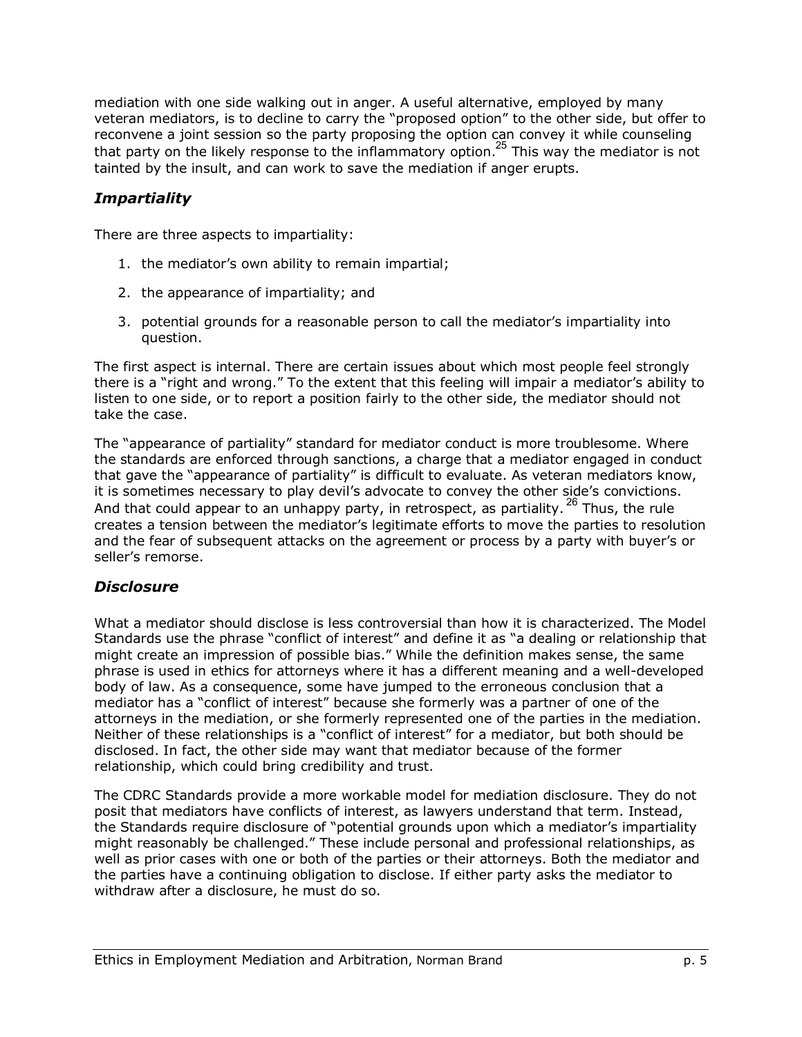mediation with one side walking out in anger. A useful alternative, employed by many veteran mediators, is to decline to carry the "proposed option" to the other side, but offer to reconvene a joint session so the party proposing the option can convey it while counseling that party on the likely response to the inflammatory option.[25] This way the mediator is not tainted by the insult, and can work to save the mediation if anger erupts.

### *Impartiality*

There are three aspects to impartiality:

1. the mediator's own ability to remain impartial;
2. the appearance of impartiality; and
3. potential grounds for a reasonable person to call the mediator's impartiality into question.

The first aspect is internal. There are certain issues about which most people feel strongly there is a "right and wrong." To the extent that this feeling will impair a mediator's ability to listen to one side, or to report a position fairly to the other side, the mediator should not take the case.

The "appearance of partiality" standard for mediator conduct is more troublesome. Where the standards are enforced through sanctions, a charge that a mediator engaged in conduct that gave the "appearance of partiality" is difficult to evaluate. As veteran mediators know, it is sometimes necessary to play devil's advocate to convey the other side's convictions. And that could appear to an unhappy party, in retrospect, as partiality.[26] Thus, the rule creates a tension between the mediator's legitimate efforts to move the parties to resolution and the fear of subsequent attacks on the agreement or process by a party with buyer's or seller's remorse.

### *Disclosure*

What a mediator should disclose is less controversial than how it is characterized. The Model Standards use the phrase "conflict of interest" and define it as "a dealing or relationship that might create an impression of possible bias." While the definition makes sense, the same phrase is used in ethics for attorneys where it has a different meaning and a well-developed body of law. As a consequence, some have jumped to the erroneous conclusion that a mediator has a "conflict of interest" because she formerly was a partner of one of the attorneys in the mediation, or she formerly represented one of the parties in the mediation. Neither of these relationships is a "conflict of interest" for a mediator, but both should be disclosed. In fact, the other side may want that mediator because of the former relationship, which could bring credibility and trust.

The CDRC Standards provide a more workable model for mediation disclosure. They do not posit that mediators have conflicts of interest, as lawyers understand that term. Instead, the Standards require disclosure of "potential grounds upon which a mediator's impartiality might reasonably be challenged." These include personal and professional relationships, as well as prior cases with one or both of the parties or their attorneys. Both the mediator and the parties have a continuing obligation to disclose. If either party asks the mediator to withdraw after a disclosure, he must do so.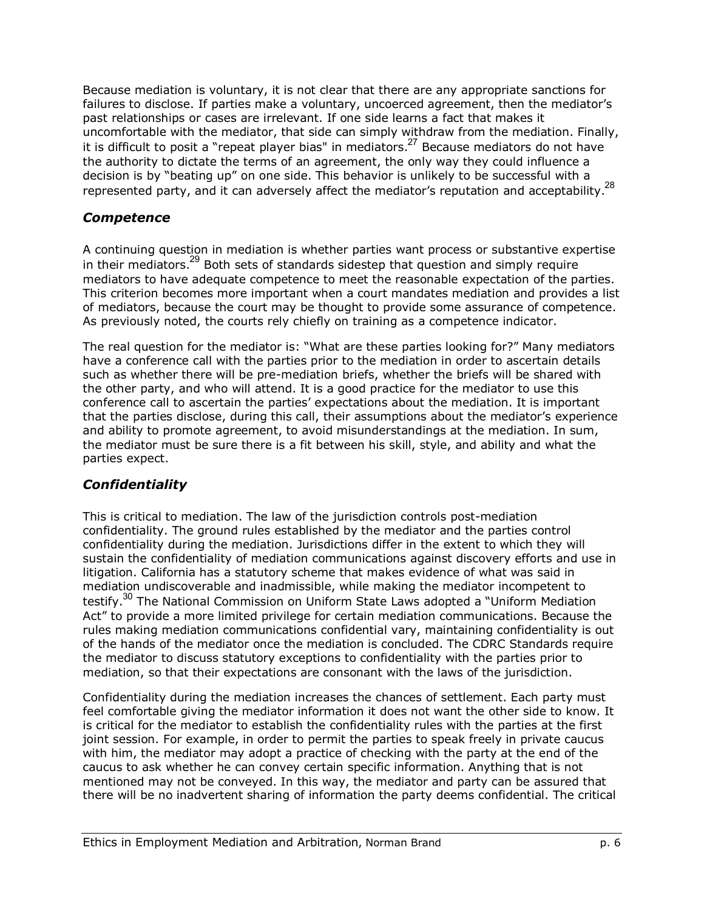Because mediation is voluntary, it is not clear that there are any appropriate sanctions for failures to disclose. If parties make a voluntary, uncoerced agreement, then the mediator's past relationships or cases are irrelevant. If one side learns a fact that makes it uncomfortable with the mediator, that side can simply withdraw from the mediation. Finally, it is difficult to posit a "repeat player bias" in mediators.[27] Because mediators do not have the authority to dictate the terms of an agreement, the only way they could influence a decision is by "beating up" on one side. This behavior is unlikely to be successful with a represented party, and it can adversely affect the mediator's reputation and acceptability.[28]

## *Competence*

A continuing question in mediation is whether parties want process or substantive expertise in their mediators.[29] Both sets of standards sidestep that question and simply require mediators to have adequate competence to meet the reasonable expectation of the parties. This criterion becomes more important when a court mandates mediation and provides a list of mediators, because the court may be thought to provide some assurance of competence. As previously noted, the courts rely chiefly on training as a competence indicator.

The real question for the mediator is: "What are these parties looking for?" Many mediators have a conference call with the parties prior to the mediation in order to ascertain details such as whether there will be pre-mediation briefs, whether the briefs will be shared with the other party, and who will attend. It is a good practice for the mediator to use this conference call to ascertain the parties' expectations about the mediation. It is important that the parties disclose, during this call, their assumptions about the mediator's experience and ability to promote agreement, to avoid misunderstandings at the mediation. In sum, the mediator must be sure there is a fit between his skill, style, and ability and what the parties expect.

## *Confidentiality*

This is critical to mediation. The law of the jurisdiction controls post-mediation confidentiality. The ground rules established by the mediator and the parties control confidentiality during the mediation. Jurisdictions differ in the extent to which they will sustain the confidentiality of mediation communications against discovery efforts and use in litigation. California has a statutory scheme that makes evidence of what was said in mediation undiscoverable and inadmissible, while making the mediator incompetent to testify.[30] The National Commission on Uniform State Laws adopted a "Uniform Mediation Act" to provide a more limited privilege for certain mediation communications. Because the rules making mediation communications confidential vary, maintaining confidentiality is out of the hands of the mediator once the mediation is concluded. The CDRC Standards require the mediator to discuss statutory exceptions to confidentiality with the parties prior to mediation, so that their expectations are consonant with the laws of the jurisdiction.

Confidentiality during the mediation increases the chances of settlement. Each party must feel comfortable giving the mediator information it does not want the other side to know. It is critical for the mediator to establish the confidentiality rules with the parties at the first joint session. For example, in order to permit the parties to speak freely in private caucus with him, the mediator may adopt a practice of checking with the party at the end of the caucus to ask whether he can convey certain specific information. Anything that is not mentioned may not be conveyed. In this way, the mediator and party can be assured that there will be no inadvertent sharing of information the party deems confidential. The critical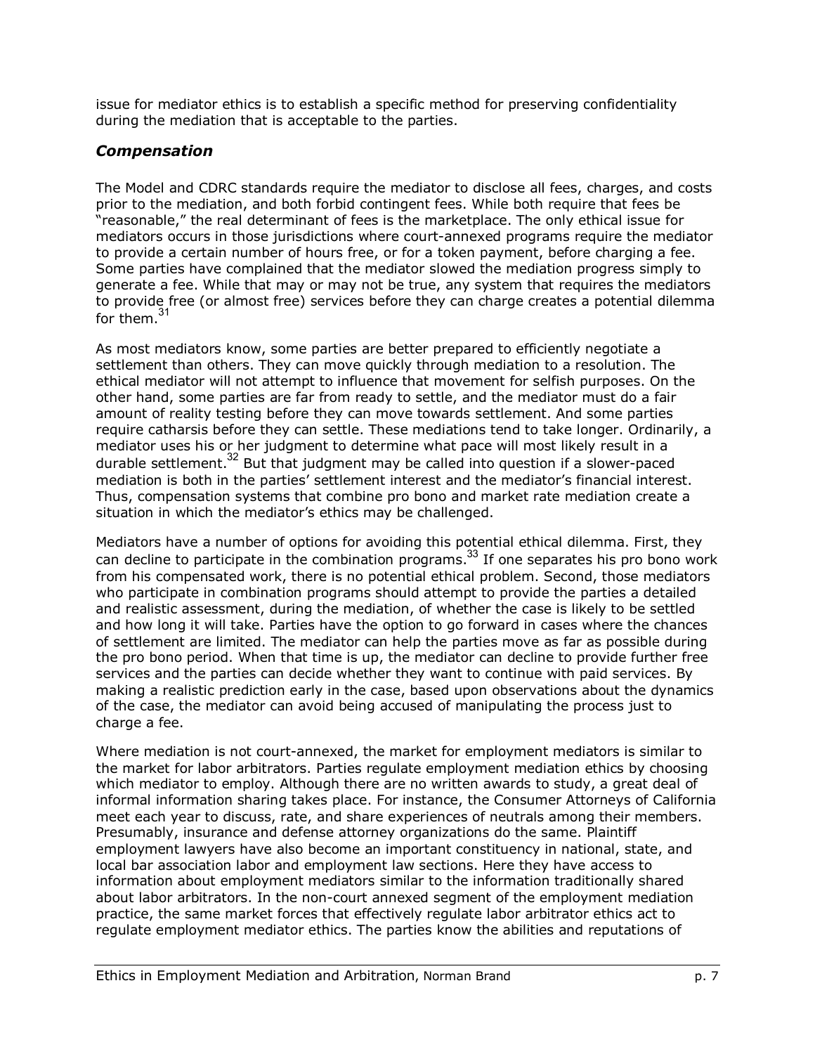issue for mediator ethics is to establish a specific method for preserving confidentiality during the mediation that is acceptable to the parties.

### *Compensation*

The Model and CDRC standards require the mediator to disclose all fees, charges, and costs prior to the mediation, and both forbid contingent fees. While both require that fees be "reasonable," the real determinant of fees is the marketplace. The only ethical issue for mediators occurs in those jurisdictions where court-annexed programs require the mediator to provide a certain number of hours free, or for a token payment, before charging a fee. Some parties have complained that the mediator slowed the mediation progress simply to generate a fee. While that may or may not be true, any system that requires the mediators to provide free (or almost free) services before they can charge creates a potential dilemma for them.[31]

As most mediators know, some parties are better prepared to efficiently negotiate a settlement than others. They can move quickly through mediation to a resolution. The ethical mediator will not attempt to influence that movement for selfish purposes. On the other hand, some parties are far from ready to settle, and the mediator must do a fair amount of reality testing before they can move towards settlement. And some parties require catharsis before they can settle. These mediations tend to take longer. Ordinarily, a mediator uses his or her judgment to determine what pace will most likely result in a durable settlement.[32] But that judgment may be called into question if a slower-paced mediation is both in the parties' settlement interest and the mediator's financial interest. Thus, compensation systems that combine pro bono and market rate mediation create a situation in which the mediator's ethics may be challenged.

Mediators have a number of options for avoiding this potential ethical dilemma. First, they can decline to participate in the combination programs.[33] If one separates his pro bono work from his compensated work, there is no potential ethical problem. Second, those mediators who participate in combination programs should attempt to provide the parties a detailed and realistic assessment, during the mediation, of whether the case is likely to be settled and how long it will take. Parties have the option to go forward in cases where the chances of settlement are limited. The mediator can help the parties move as far as possible during the pro bono period. When that time is up, the mediator can decline to provide further free services and the parties can decide whether they want to continue with paid services. By making a realistic prediction early in the case, based upon observations about the dynamics of the case, the mediator can avoid being accused of manipulating the process just to charge a fee.

Where mediation is not court-annexed, the market for employment mediators is similar to the market for labor arbitrators. Parties regulate employment mediation ethics by choosing which mediator to employ. Although there are no written awards to study, a great deal of informal information sharing takes place. For instance, the Consumer Attorneys of California meet each year to discuss, rate, and share experiences of neutrals among their members. Presumably, insurance and defense attorney organizations do the same. Plaintiff employment lawyers have also become an important constituency in national, state, and local bar association labor and employment law sections. Here they have access to information about employment mediators similar to the information traditionally shared about labor arbitrators. In the non-court annexed segment of the employment mediation practice, the same market forces that effectively regulate labor arbitrator ethics act to regulate employment mediator ethics. The parties know the abilities and reputations of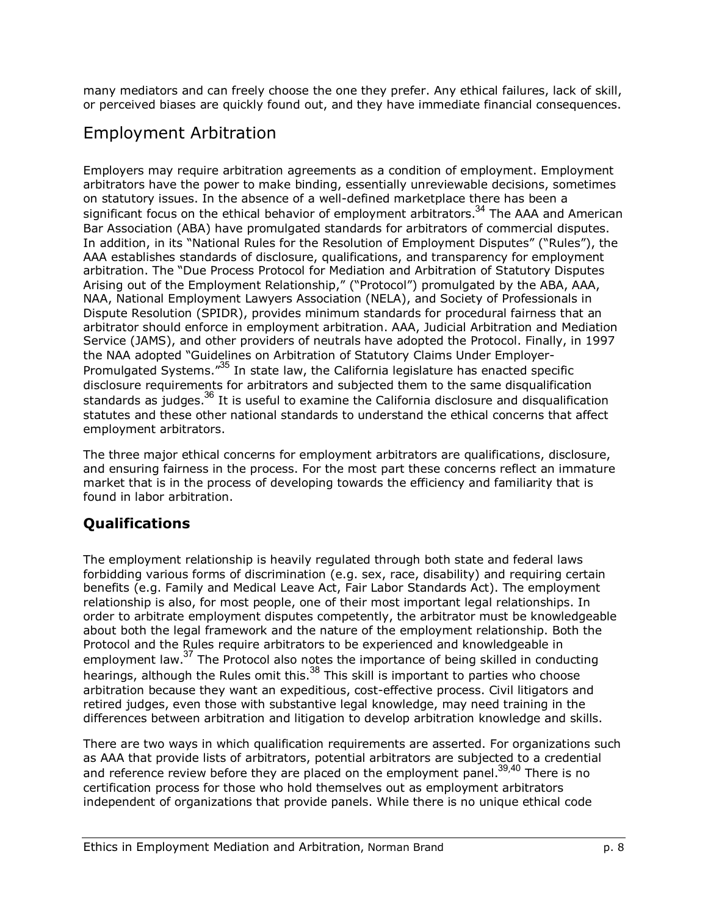many mediators and can freely choose the one they prefer. Any ethical failures, lack of skill, or perceived biases are quickly found out, and they have immediate financial consequences.

## Employment Arbitration

Employers may require arbitration agreements as a condition of employment. Employment arbitrators have the power to make binding, essentially unreviewable decisions, sometimes on statutory issues. In the absence of a well-defined marketplace there has been a significant focus on the ethical behavior of employment arbitrators.[34] The AAA and American Bar Association (ABA) have promulgated standards for arbitrators of commercial disputes. In addition, in its "National Rules for the Resolution of Employment Disputes" ("Rules"), the AAA establishes standards of disclosure, qualifications, and transparency for employment arbitration. The "Due Process Protocol for Mediation and Arbitration of Statutory Disputes Arising out of the Employment Relationship," ("Protocol") promulgated by the ABA, AAA, NAA, National Employment Lawyers Association (NELA), and Society of Professionals in Dispute Resolution (SPIDR), provides minimum standards for procedural fairness that an arbitrator should enforce in employment arbitration. AAA, Judicial Arbitration and Mediation Service (JAMS), and other providers of neutrals have adopted the Protocol. Finally, in 1997 the NAA adopted "Guidelines on Arbitration of Statutory Claims Under Employer-Promulgated Systems."[35] In state law, the California legislature has enacted specific disclosure requirements for arbitrators and subjected them to the same disqualification standards as judges.[36] It is useful to examine the California disclosure and disqualification statutes and these other national standards to understand the ethical concerns that affect employment arbitrators.

The three major ethical concerns for employment arbitrators are qualifications, disclosure, and ensuring fairness in the process. For the most part these concerns reflect an immature market that is in the process of developing towards the efficiency and familiarity that is found in labor arbitration.

### Qualifications

The employment relationship is heavily regulated through both state and federal laws forbidding various forms of discrimination (e.g. sex, race, disability) and requiring certain benefits (e.g. Family and Medical Leave Act, Fair Labor Standards Act). The employment relationship is also, for most people, one of their most important legal relationships. In order to arbitrate employment disputes competently, the arbitrator must be knowledgeable about both the legal framework and the nature of the employment relationship. Both the Protocol and the Rules require arbitrators to be experienced and knowledgeable in employment law.[37] The Protocol also notes the importance of being skilled in conducting hearings, although the Rules omit this.[38] This skill is important to parties who choose arbitration because they want an expeditious, cost-effective process. Civil litigators and retired judges, even those with substantive legal knowledge, may need training in the differences between arbitration and litigation to develop arbitration knowledge and skills.

There are two ways in which qualification requirements are asserted. For organizations such as AAA that provide lists of arbitrators, potential arbitrators are subjected to a credential and reference review before they are placed on the employment panel.[39,40] There is no certification process for those who hold themselves out as employment arbitrators independent of organizations that provide panels. While there is no unique ethical code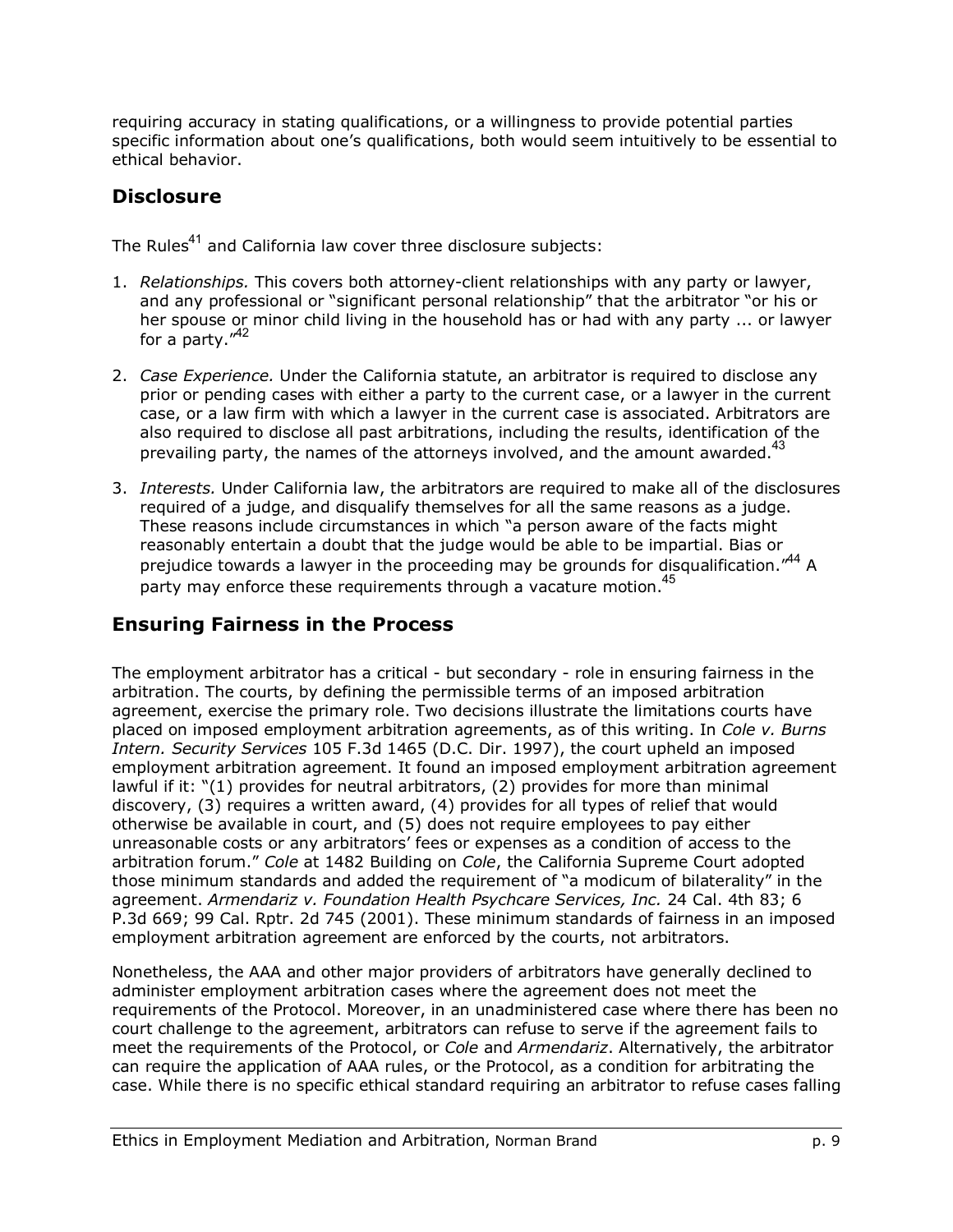requiring accuracy in stating qualifications, or a willingness to provide potential parties specific information about one's qualifications, both would seem intuitively to be essential to ethical behavior.

## Disclosure

The Rules[41] and California law cover three disclosure subjects:

1. *Relationships.* This covers both attorney-client relationships with any party or lawyer, and any professional or "significant personal relationship" that the arbitrator "or his or her spouse or minor child living in the household has or had with any party ... or lawyer for a party."[42]

2. *Case Experience.* Under the California statute, an arbitrator is required to disclose any prior or pending cases with either a party to the current case, or a lawyer in the current case, or a law firm with which a lawyer in the current case is associated. Arbitrators are also required to disclose all past arbitrations, including the results, identification of the prevailing party, the names of the attorneys involved, and the amount awarded.[43]

3. *Interests.* Under California law, the arbitrators are required to make all of the disclosures required of a judge, and disqualify themselves for all the same reasons as a judge. These reasons include circumstances in which "a person aware of the facts might reasonably entertain a doubt that the judge would be able to be impartial. Bias or prejudice towards a lawyer in the proceeding may be grounds for disqualification."[44] A party may enforce these requirements through a vacature motion.[45]

## Ensuring Fairness in the Process

The employment arbitrator has a critical - but secondary - role in ensuring fairness in the arbitration. The courts, by defining the permissible terms of an imposed arbitration agreement, exercise the primary role. Two decisions illustrate the limitations courts have placed on imposed employment arbitration agreements, as of this writing. In *Cole v. Burns Intern. Security Services* 105 F.3d 1465 (D.C. Dir. 1997), the court upheld an imposed employment arbitration agreement. It found an imposed employment arbitration agreement lawful if it: "(1) provides for neutral arbitrators, (2) provides for more than minimal discovery, (3) requires a written award, (4) provides for all types of relief that would otherwise be available in court, and (5) does not require employees to pay either unreasonable costs or any arbitrators' fees or expenses as a condition of access to the arbitration forum." *Cole* at 1482 Building on *Cole*, the California Supreme Court adopted those minimum standards and added the requirement of "a modicum of bilaterality" in the agreement. *Armendariz v. Foundation Health Psychcare Services, Inc.* 24 Cal. 4th 83; 6 P.3d 669; 99 Cal. Rptr. 2d 745 (2001). These minimum standards of fairness in an imposed employment arbitration agreement are enforced by the courts, not arbitrators.

Nonetheless, the AAA and other major providers of arbitrators have generally declined to administer employment arbitration cases where the agreement does not meet the requirements of the Protocol. Moreover, in an unadministered case where there has been no court challenge to the agreement, arbitrators can refuse to serve if the agreement fails to meet the requirements of the Protocol, or *Cole* and *Armendariz*. Alternatively, the arbitrator can require the application of AAA rules, or the Protocol, as a condition for arbitrating the case. While there is no specific ethical standard requiring an arbitrator to refuse cases falling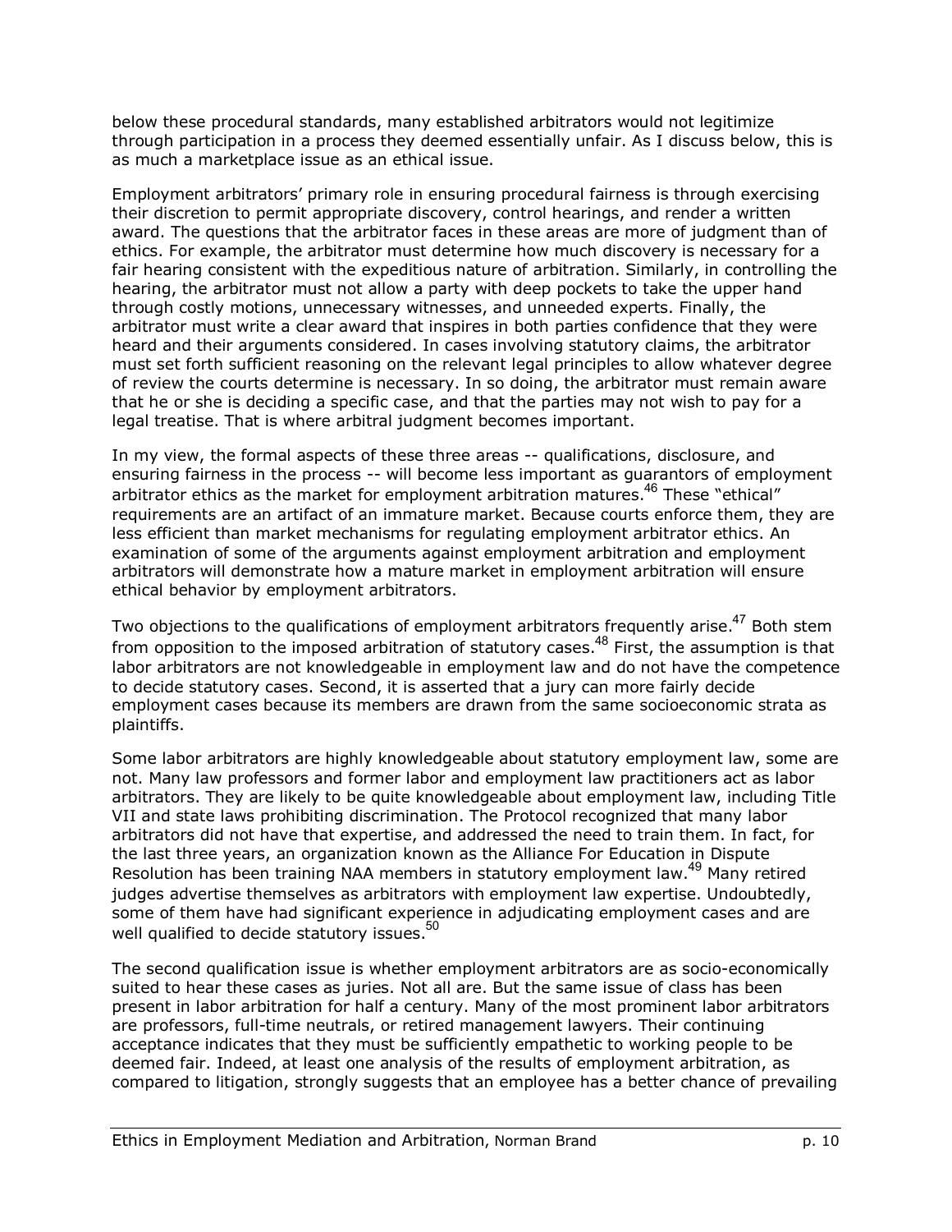below these procedural standards, many established arbitrators would not legitimize through participation in a process they deemed essentially unfair. As I discuss below, this is as much a marketplace issue as an ethical issue.

Employment arbitrators' primary role in ensuring procedural fairness is through exercising their discretion to permit appropriate discovery, control hearings, and render a written award. The questions that the arbitrator faces in these areas are more of judgment than of ethics. For example, the arbitrator must determine how much discovery is necessary for a fair hearing consistent with the expeditious nature of arbitration. Similarly, in controlling the hearing, the arbitrator must not allow a party with deep pockets to take the upper hand through costly motions, unnecessary witnesses, and unneeded experts. Finally, the arbitrator must write a clear award that inspires in both parties confidence that they were heard and their arguments considered. In cases involving statutory claims, the arbitrator must set forth sufficient reasoning on the relevant legal principles to allow whatever degree of review the courts determine is necessary. In so doing, the arbitrator must remain aware that he or she is deciding a specific case, and that the parties may not wish to pay for a legal treatise. That is where arbitral judgment becomes important.

In my view, the formal aspects of these three areas -- qualifications, disclosure, and ensuring fairness in the process -- will become less important as guarantors of employment arbitrator ethics as the market for employment arbitration matures.[46] These "ethical" requirements are an artifact of an immature market. Because courts enforce them, they are less efficient than market mechanisms for regulating employment arbitrator ethics. An examination of some of the arguments against employment arbitration and employment arbitrators will demonstrate how a mature market in employment arbitration will ensure ethical behavior by employment arbitrators.

Two objections to the qualifications of employment arbitrators frequently arise.[47] Both stem from opposition to the imposed arbitration of statutory cases.[48] First, the assumption is that labor arbitrators are not knowledgeable in employment law and do not have the competence to decide statutory cases. Second, it is asserted that a jury can more fairly decide employment cases because its members are drawn from the same socioeconomic strata as plaintiffs.

Some labor arbitrators are highly knowledgeable about statutory employment law, some are not. Many law professors and former labor and employment law practitioners act as labor arbitrators. They are likely to be quite knowledgeable about employment law, including Title VII and state laws prohibiting discrimination. The Protocol recognized that many labor arbitrators did not have that expertise, and addressed the need to train them. In fact, for the last three years, an organization known as the Alliance For Education in Dispute Resolution has been training NAA members in statutory employment law.[49] Many retired judges advertise themselves as arbitrators with employment law expertise. Undoubtedly, some of them have had significant experience in adjudicating employment cases and are well qualified to decide statutory issues.[50]

The second qualification issue is whether employment arbitrators are as socio-economically suited to hear these cases as juries. Not all are. But the same issue of class has been present in labor arbitration for half a century. Many of the most prominent labor arbitrators are professors, full-time neutrals, or retired management lawyers. Their continuing acceptance indicates that they must be sufficiently empathetic to working people to be deemed fair. Indeed, at least one analysis of the results of employment arbitration, as compared to litigation, strongly suggests that an employee has a better chance of prevailing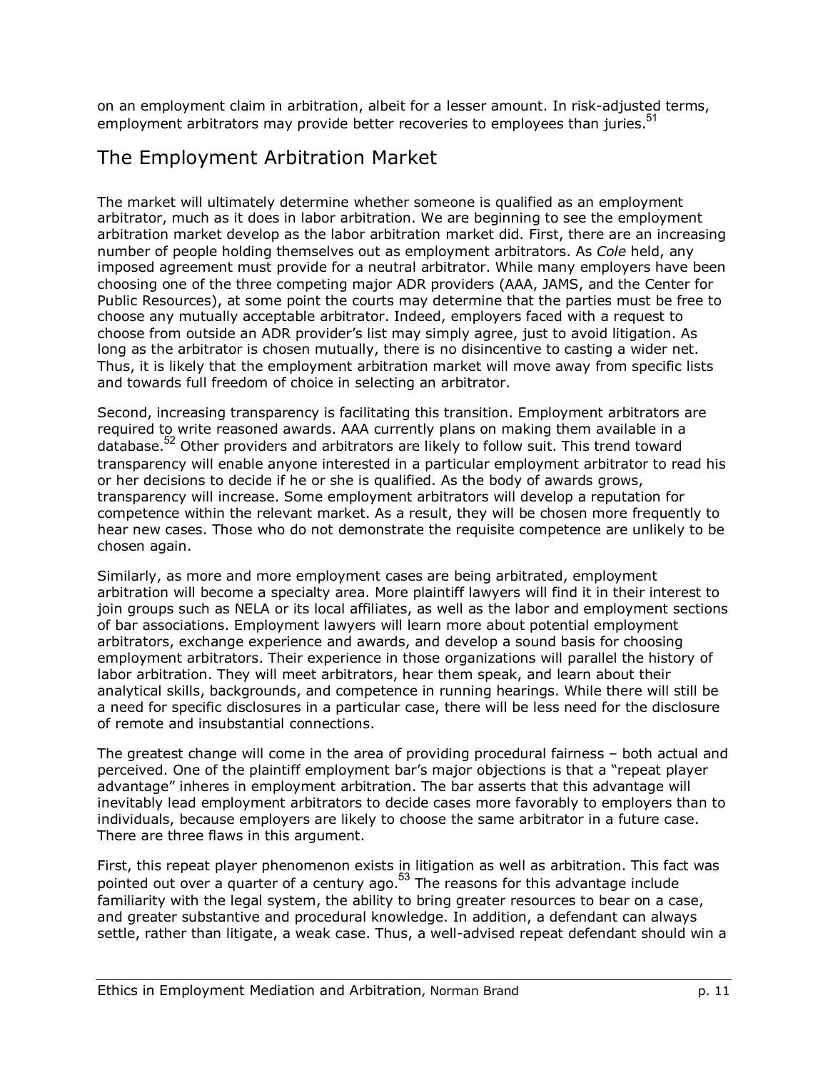on an employment claim in arbitration, albeit for a lesser amount. In risk-adjusted terms, employment arbitrators may provide better recoveries to employees than juries.[51]

## The Employment Arbitration Market

The market will ultimately determine whether someone is qualified as an employment arbitrator, much as it does in labor arbitration. We are beginning to see the employment arbitration market develop as the labor arbitration market did. First, there are an increasing number of people holding themselves out as employment arbitrators. As *Cole* held, any imposed agreement must provide for a neutral arbitrator. While many employers have been choosing one of the three competing major ADR providers (AAA, JAMS, and the Center for Public Resources), at some point the courts may determine that the parties must be free to choose any mutually acceptable arbitrator. Indeed, employers faced with a request to choose from outside an ADR provider's list may simply agree, just to avoid litigation. As long as the arbitrator is chosen mutually, there is no disincentive to casting a wider net. Thus, it is likely that the employment arbitration market will move away from specific lists and towards full freedom of choice in selecting an arbitrator.

Second, increasing transparency is facilitating this transition. Employment arbitrators are required to write reasoned awards. AAA currently plans on making them available in a database.[52] Other providers and arbitrators are likely to follow suit. This trend toward transparency will enable anyone interested in a particular employment arbitrator to read his or her decisions to decide if he or she is qualified. As the body of awards grows, transparency will increase. Some employment arbitrators will develop a reputation for competence within the relevant market. As a result, they will be chosen more frequently to hear new cases. Those who do not demonstrate the requisite competence are unlikely to be chosen again.

Similarly, as more and more employment cases are being arbitrated, employment arbitration will become a specialty area. More plaintiff lawyers will find it in their interest to join groups such as NELA or its local affiliates, as well as the labor and employment sections of bar associations. Employment lawyers will learn more about potential employment arbitrators, exchange experience and awards, and develop a sound basis for choosing employment arbitrators. Their experience in those organizations will parallel the history of labor arbitration. They will meet arbitrators, hear them speak, and learn about their analytical skills, backgrounds, and competence in running hearings. While there will still be a need for specific disclosures in a particular case, there will be less need for the disclosure of remote and insubstantial connections.

The greatest change will come in the area of providing procedural fairness – both actual and perceived. One of the plaintiff employment bar's major objections is that a "repeat player advantage" inheres in employment arbitration. The bar asserts that this advantage will inevitably lead employment arbitrators to decide cases more favorably to employers than to individuals, because employers are likely to choose the same arbitrator in a future case. There are three flaws in this argument.

First, this repeat player phenomenon exists in litigation as well as arbitration. This fact was pointed out over a quarter of a century ago.[53] The reasons for this advantage include familiarity with the legal system, the ability to bring greater resources to bear on a case, and greater substantive and procedural knowledge. In addition, a defendant can always settle, rather than litigate, a weak case. Thus, a well-advised repeat defendant should win a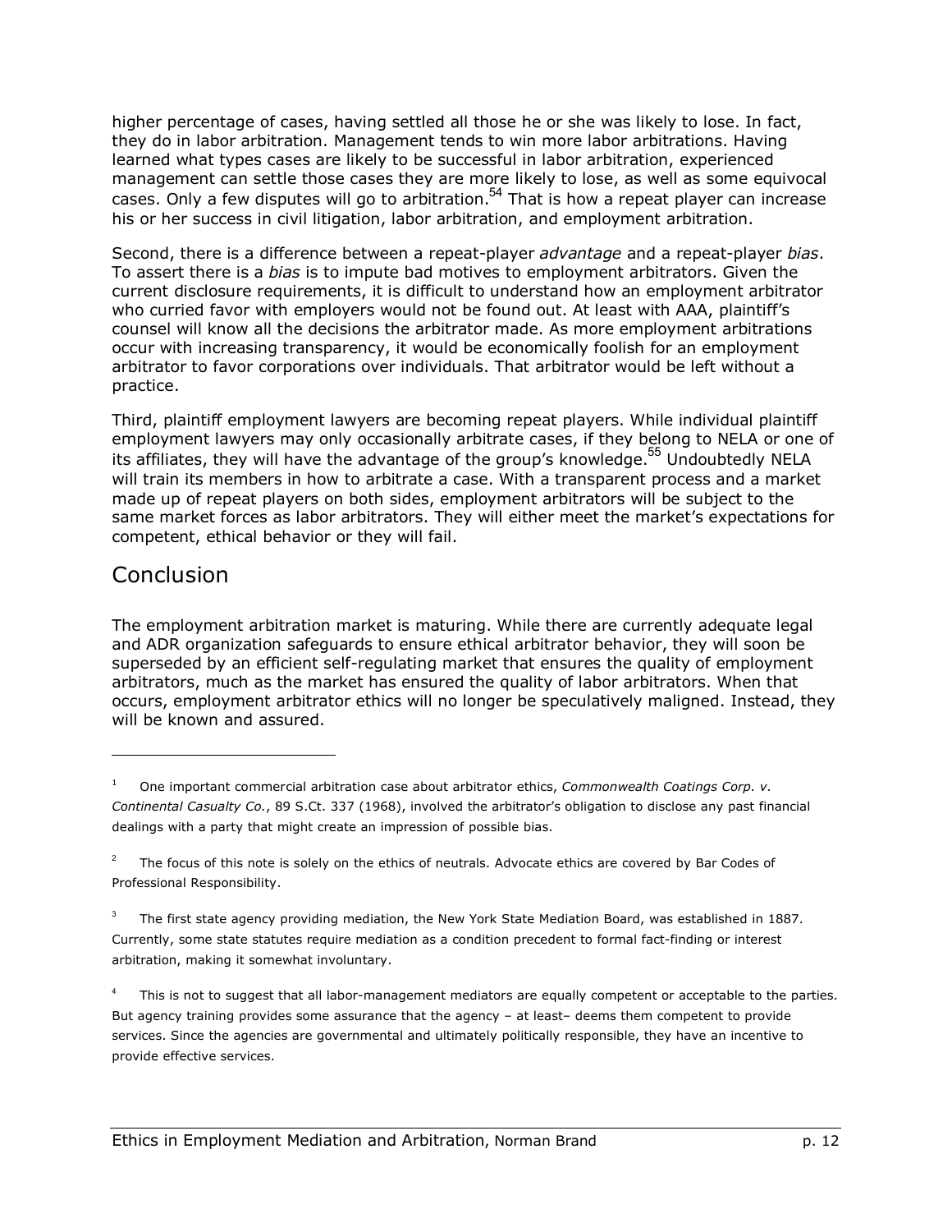higher percentage of cases, having settled all those he or she was likely to lose. In fact, they do in labor arbitration. Management tends to win more labor arbitrations. Having learned what types cases are likely to be successful in labor arbitration, experienced management can settle those cases they are more likely to lose, as well as some equivocal cases. Only a few disputes will go to arbitration.[54] That is how a repeat player can increase his or her success in civil litigation, labor arbitration, and employment arbitration.

Second, there is a difference between a repeat-player *advantage* and a repeat-player *bias*. To assert there is a *bias* is to impute bad motives to employment arbitrators. Given the current disclosure requirements, it is difficult to understand how an employment arbitrator who curried favor with employers would not be found out. At least with AAA, plaintiff's counsel will know all the decisions the arbitrator made. As more employment arbitrations occur with increasing transparency, it would be economically foolish for an employment arbitrator to favor corporations over individuals. That arbitrator would be left without a practice.

Third, plaintiff employment lawyers are becoming repeat players. While individual plaintiff employment lawyers may only occasionally arbitrate cases, if they belong to NELA or one of its affiliates, they will have the advantage of the group's knowledge.[55] Undoubtedly NELA will train its members in how to arbitrate a case. With a transparent process and a market made up of repeat players on both sides, employment arbitrators will be subject to the same market forces as labor arbitrators. They will either meet the market's expectations for competent, ethical behavior or they will fail.

## Conclusion

The employment arbitration market is maturing. While there are currently adequate legal and ADR organization safeguards to ensure ethical arbitrator behavior, they will soon be superseded by an efficient self-regulating market that ensures the quality of employment arbitrators, much as the market has ensured the quality of labor arbitrators. When that occurs, employment arbitrator ethics will no longer be speculatively maligned. Instead, they will be known and assured.

---

[1] One important commercial arbitration case about arbitrator ethics, *Commonwealth Coatings Corp. v. Continental Casualty Co.*, 89 S.Ct. 337 (1968), involved the arbitrator's obligation to disclose any past financial dealings with a party that might create an impression of possible bias.

[2] The focus of this note is solely on the ethics of neutrals. Advocate ethics are covered by Bar Codes of Professional Responsibility.

[3] The first state agency providing mediation, the New York State Mediation Board, was established in 1887. Currently, some state statutes require mediation as a condition precedent to formal fact-finding or interest arbitration, making it somewhat involuntary.

[4] This is not to suggest that all labor-management mediators are equally competent or acceptable to the parties. But agency training provides some assurance that the agency – at least– deems them competent to provide services. Since the agencies are governmental and ultimately politically responsible, they have an incentive to provide effective services.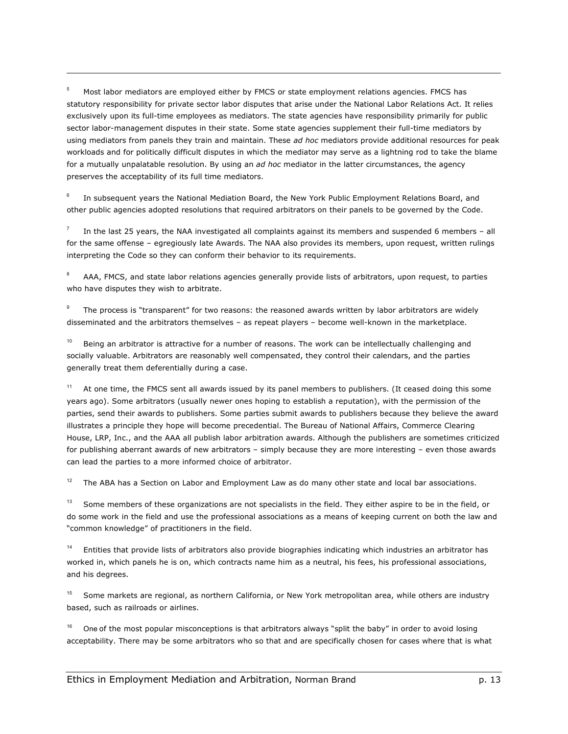[5] Most labor mediators are employed either by FMCS or state employment relations agencies. FMCS has statutory responsibility for private sector labor disputes that arise under the National Labor Relations Act. It relies exclusively upon its full-time employees as mediators. The state agencies have responsibility primarily for public sector labor-management disputes in their state. Some state agencies supplement their full-time mediators by using mediators from panels they train and maintain. These *ad hoc* mediators provide additional resources for peak workloads and for politically difficult disputes in which the mediator may serve as a lightning rod to take the blame for a mutually unpalatable resolution. By using an *ad hoc* mediator in the latter circumstances, the agency preserves the acceptability of its full time mediators.

[6] In subsequent years the National Mediation Board, the New York Public Employment Relations Board, and other public agencies adopted resolutions that required arbitrators on their panels to be governed by the Code.

[7] In the last 25 years, the NAA investigated all complaints against its members and suspended 6 members – all for the same offense – egregiously late Awards. The NAA also provides its members, upon request, written rulings interpreting the Code so they can conform their behavior to its requirements.

[8] AAA, FMCS, and state labor relations agencies generally provide lists of arbitrators, upon request, to parties who have disputes they wish to arbitrate.

[9] The process is "transparent" for two reasons: the reasoned awards written by labor arbitrators are widely disseminated and the arbitrators themselves – as repeat players – become well-known in the marketplace.

[10] Being an arbitrator is attractive for a number of reasons. The work can be intellectually challenging and socially valuable. Arbitrators are reasonably well compensated, they control their calendars, and the parties generally treat them deferentially during a case.

[11] At one time, the FMCS sent all awards issued by its panel members to publishers. (It ceased doing this some years ago). Some arbitrators (usually newer ones hoping to establish a reputation), with the permission of the parties, send their awards to publishers. Some parties submit awards to publishers because they believe the award illustrates a principle they hope will become precedential. The Bureau of National Affairs, Commerce Clearing House, LRP, Inc., and the AAA all publish labor arbitration awards. Although the publishers are sometimes criticized for publishing aberrant awards of new arbitrators – simply because they are more interesting – even those awards can lead the parties to a more informed choice of arbitrator.

[12] The ABA has a Section on Labor and Employment Law as do many other state and local bar associations.

[13] Some members of these organizations are not specialists in the field. They either aspire to be in the field, or do some work in the field and use the professional associations as a means of keeping current on both the law and "common knowledge" of practitioners in the field.

[14] Entities that provide lists of arbitrators also provide biographies indicating which industries an arbitrator has worked in, which panels he is on, which contracts name him as a neutral, his fees, his professional associations, and his degrees.

[15] Some markets are regional, as northern California, or New York metropolitan area, while others are industry based, such as railroads or airlines.

[16] One of the most popular misconceptions is that arbitrators always "split the baby" in order to avoid losing acceptability. There may be some arbitrators who so that and are specifically chosen for cases where that is what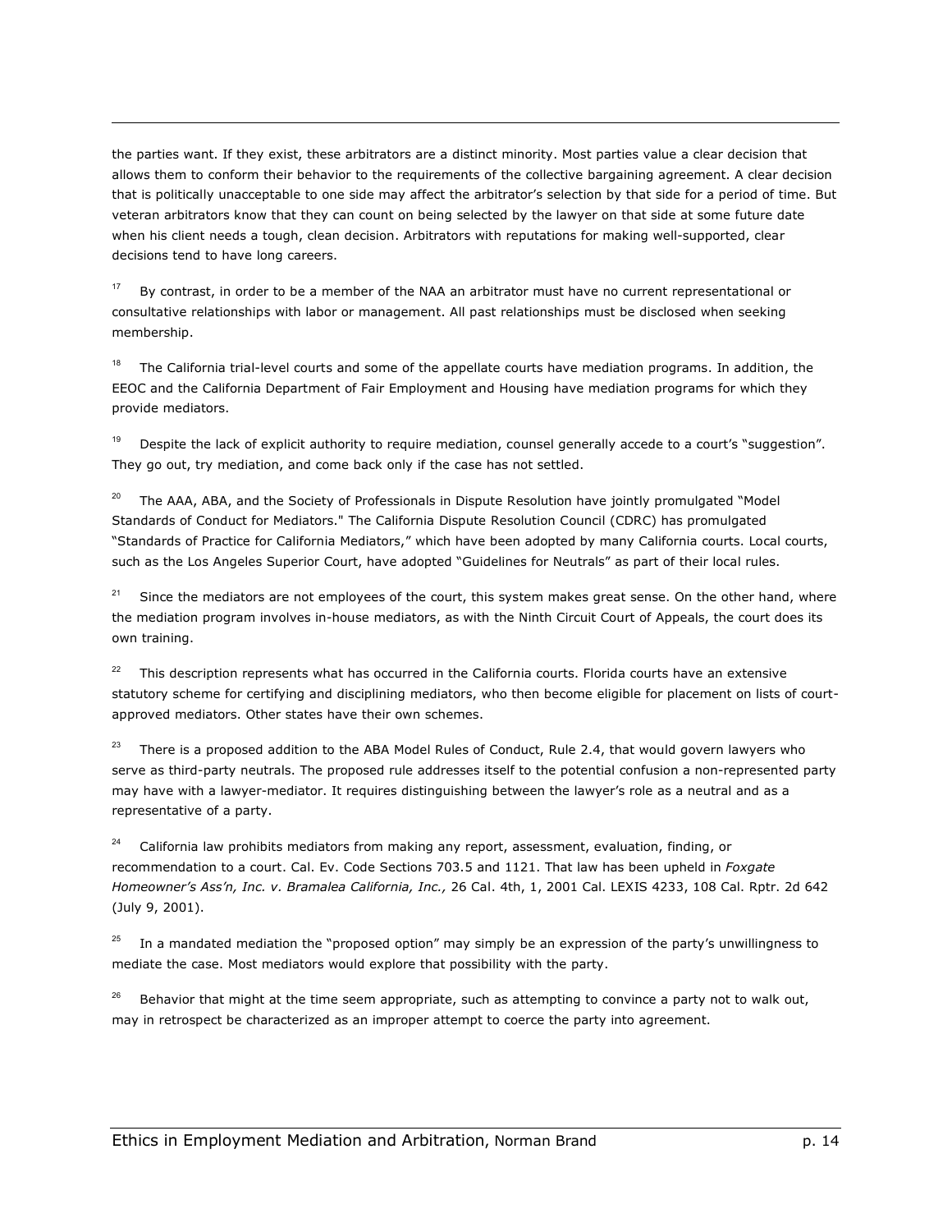the parties want. If they exist, these arbitrators are a distinct minority. Most parties value a clear decision that allows them to conform their behavior to the requirements of the collective bargaining agreement. A clear decision that is politically unacceptable to one side may affect the arbitrator's selection by that side for a period of time. But veteran arbitrators know that they can count on being selected by the lawyer on that side at some future date when his client needs a tough, clean decision. Arbitrators with reputations for making well-supported, clear decisions tend to have long careers.

[17] By contrast, in order to be a member of the NAA an arbitrator must have no current representational or consultative relationships with labor or management. All past relationships must be disclosed when seeking membership.

[18] The California trial-level courts and some of the appellate courts have mediation programs. In addition, the EEOC and the California Department of Fair Employment and Housing have mediation programs for which they provide mediators.

[19] Despite the lack of explicit authority to require mediation, counsel generally accede to a court's "suggestion". They go out, try mediation, and come back only if the case has not settled.

[20] The AAA, ABA, and the Society of Professionals in Dispute Resolution have jointly promulgated "Model Standards of Conduct for Mediators." The California Dispute Resolution Council (CDRC) has promulgated "Standards of Practice for California Mediators," which have been adopted by many California courts. Local courts, such as the Los Angeles Superior Court, have adopted "Guidelines for Neutrals" as part of their local rules.

[21] Since the mediators are not employees of the court, this system makes great sense. On the other hand, where the mediation program involves in-house mediators, as with the Ninth Circuit Court of Appeals, the court does its own training.

[22] This description represents what has occurred in the California courts. Florida courts have an extensive statutory scheme for certifying and disciplining mediators, who then become eligible for placement on lists of court-approved mediators. Other states have their own schemes.

[23] There is a proposed addition to the ABA Model Rules of Conduct, Rule 2.4, that would govern lawyers who serve as third-party neutrals. The proposed rule addresses itself to the potential confusion a non-represented party may have with a lawyer-mediator. It requires distinguishing between the lawyer's role as a neutral and as a representative of a party.

[24] California law prohibits mediators from making any report, assessment, evaluation, finding, or recommendation to a court. Cal. Ev. Code Sections 703.5 and 1121. That law has been upheld in *Foxgate Homeowner's Ass'n, Inc. v. Bramalea California, Inc.,* 26 Cal. 4th, 1, 2001 Cal. LEXIS 4233, 108 Cal. Rptr. 2d 642 (July 9, 2001).

[25] In a mandated mediation the "proposed option" may simply be an expression of the party's unwillingness to mediate the case. Most mediators would explore that possibility with the party.

[26] Behavior that might at the time seem appropriate, such as attempting to convince a party not to walk out, may in retrospect be characterized as an improper attempt to coerce the party into agreement.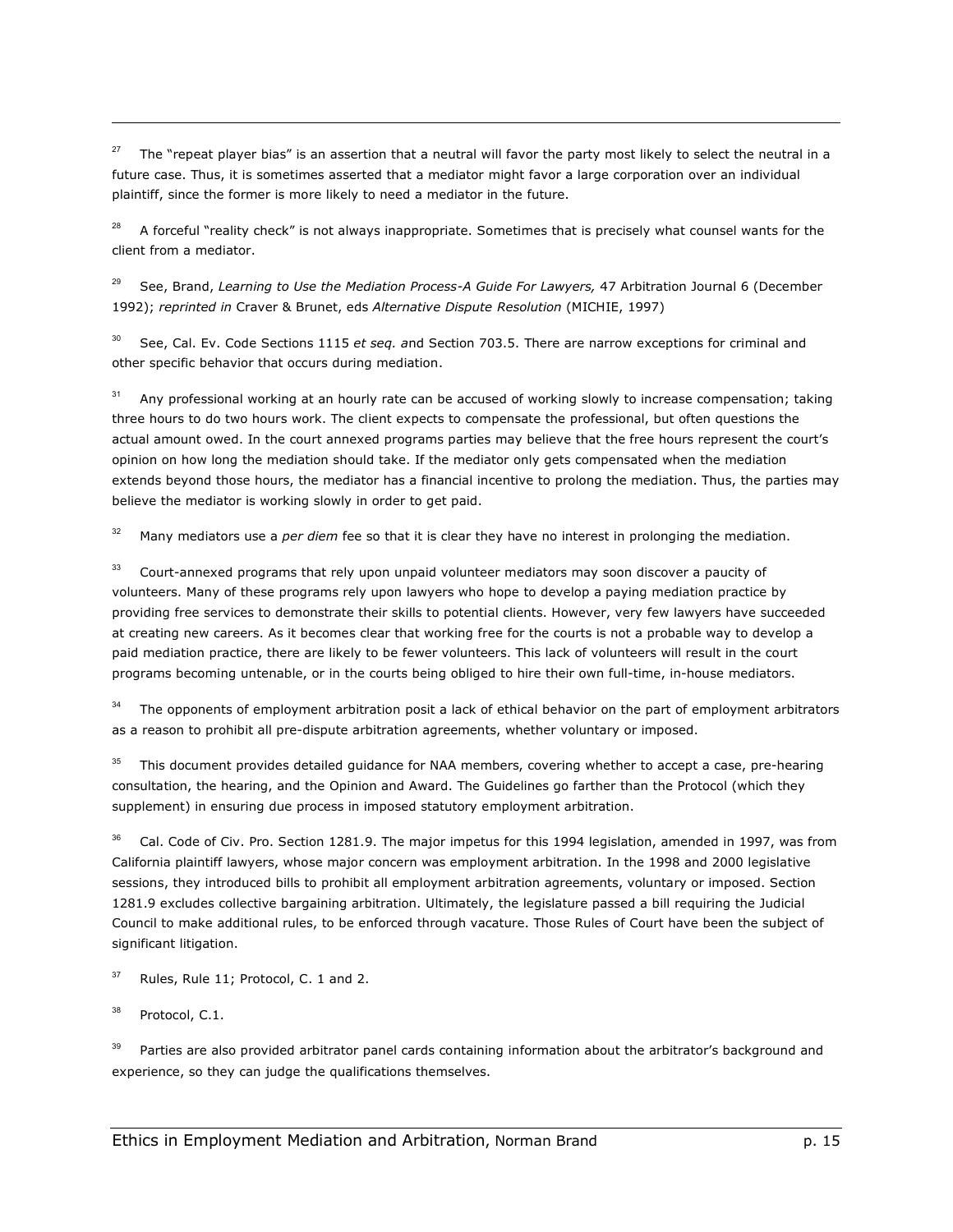[27] The "repeat player bias" is an assertion that a neutral will favor the party most likely to select the neutral in a future case. Thus, it is sometimes asserted that a mediator might favor a large corporation over an individual plaintiff, since the former is more likely to need a mediator in the future.

[28] A forceful "reality check" is not always inappropriate. Sometimes that is precisely what counsel wants for the client from a mediator.

[29] See, Brand, *Learning to Use the Mediation Process-A Guide For Lawyers,* 47 Arbitration Journal 6 (December 1992); *reprinted in* Craver & Brunet, eds *Alternative Dispute Resolution* (MICHIE, 1997)

[30] See, Cal. Ev. Code Sections 1115 *et seq.* and Section 703.5. There are narrow exceptions for criminal and other specific behavior that occurs during mediation.

[31] Any professional working at an hourly rate can be accused of working slowly to increase compensation; taking three hours to do two hours work. The client expects to compensate the professional, but often questions the actual amount owed. In the court annexed programs parties may believe that the free hours represent the court's opinion on how long the mediation should take. If the mediator only gets compensated when the mediation extends beyond those hours, the mediator has a financial incentive to prolong the mediation. Thus, the parties may believe the mediator is working slowly in order to get paid.

[32] Many mediators use a *per diem* fee so that it is clear they have no interest in prolonging the mediation.

[33] Court-annexed programs that rely upon unpaid volunteer mediators may soon discover a paucity of volunteers. Many of these programs rely upon lawyers who hope to develop a paying mediation practice by providing free services to demonstrate their skills to potential clients. However, very few lawyers have succeeded at creating new careers. As it becomes clear that working free for the courts is not a probable way to develop a paid mediation practice, there are likely to be fewer volunteers. This lack of volunteers will result in the court programs becoming untenable, or in the courts being obliged to hire their own full-time, in-house mediators.

[34] The opponents of employment arbitration posit a lack of ethical behavior on the part of employment arbitrators as a reason to prohibit all pre-dispute arbitration agreements, whether voluntary or imposed.

[35] This document provides detailed guidance for NAA members, covering whether to accept a case, pre-hearing consultation, the hearing, and the Opinion and Award. The Guidelines go farther than the Protocol (which they supplement) in ensuring due process in imposed statutory employment arbitration.

[36] Cal. Code of Civ. Pro. Section 1281.9. The major impetus for this 1994 legislation, amended in 1997, was from California plaintiff lawyers, whose major concern was employment arbitration. In the 1998 and 2000 legislative sessions, they introduced bills to prohibit all employment arbitration agreements, voluntary or imposed. Section 1281.9 excludes collective bargaining arbitration. Ultimately, the legislature passed a bill requiring the Judicial Council to make additional rules, to be enforced through vacature. Those Rules of Court have been the subject of significant litigation.

[37] Rules, Rule 11; Protocol, C. 1 and 2.

[38] Protocol, C.1.

[39] Parties are also provided arbitrator panel cards containing information about the arbitrator's background and experience, so they can judge the qualifications themselves.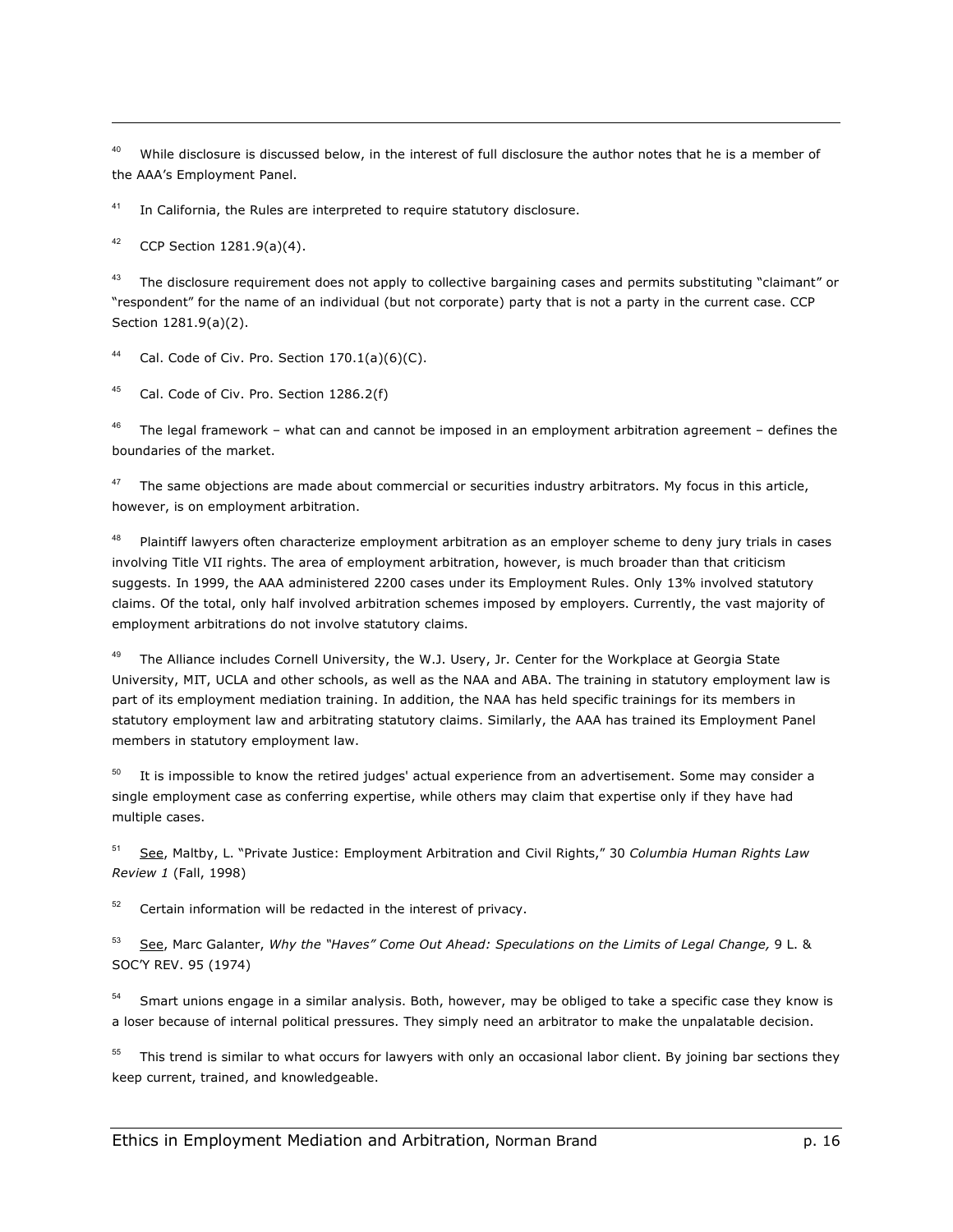[40] While disclosure is discussed below, in the interest of full disclosure the author notes that he is a member of the AAA's Employment Panel.

[41] In California, the Rules are interpreted to require statutory disclosure.

[42] CCP Section 1281.9(a)(4).

[43] The disclosure requirement does not apply to collective bargaining cases and permits substituting "claimant" or "respondent" for the name of an individual (but not corporate) party that is not a party in the current case. CCP Section 1281.9(a)(2).

[44] Cal. Code of Civ. Pro. Section 170.1(a)(6)(C).

[45] Cal. Code of Civ. Pro. Section 1286.2(f)

[46] The legal framework – what can and cannot be imposed in an employment arbitration agreement – defines the boundaries of the market.

[47] The same objections are made about commercial or securities industry arbitrators. My focus in this article, however, is on employment arbitration.

[48] Plaintiff lawyers often characterize employment arbitration as an employer scheme to deny jury trials in cases involving Title VII rights. The area of employment arbitration, however, is much broader than that criticism suggests. In 1999, the AAA administered 2200 cases under its Employment Rules. Only 13% involved statutory claims. Of the total, only half involved arbitration schemes imposed by employers. Currently, the vast majority of employment arbitrations do not involve statutory claims.

[49] The Alliance includes Cornell University, the W.J. Usery, Jr. Center for the Workplace at Georgia State University, MIT, UCLA and other schools, as well as the NAA and ABA. The training in statutory employment law is part of its employment mediation training. In addition, the NAA has held specific trainings for its members in statutory employment law and arbitrating statutory claims. Similarly, the AAA has trained its Employment Panel members in statutory employment law.

[50] It is impossible to know the retired judges' actual experience from an advertisement. Some may consider a single employment case as conferring expertise, while others may claim that expertise only if they have had multiple cases.

[51] See, Maltby, L. "Private Justice: Employment Arbitration and Civil Rights," 30 *Columbia Human Rights Law Review 1* (Fall, 1998)

[52] Certain information will be redacted in the interest of privacy.

[53] See, Marc Galanter, *Why the "Haves" Come Out Ahead: Speculations on the Limits of Legal Change,* 9 L. & SOC'Y REV. 95 (1974)

[54] Smart unions engage in a similar analysis. Both, however, may be obliged to take a specific case they know is a loser because of internal political pressures. They simply need an arbitrator to make the unpalatable decision.

[55] This trend is similar to what occurs for lawyers with only an occasional labor client. By joining bar sections they keep current, trained, and knowledgeable.